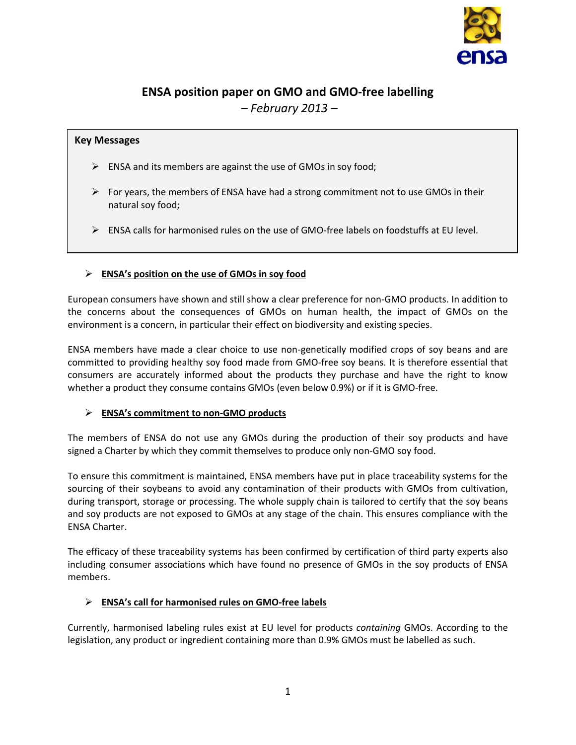# ENSA position paper on GMO and GMO-free labelling

*– February 2013 –*

**Key Messages**

- ENSA and its members are against the use of GMOs in soy food;
- For years, the members of ENSA have had a strong commitment not to use GMOs in their natural soy food;
- ENSA calls for harmonised rules on the use of GMO-free labels on foodstuffs at EU level.

## ENSA's position on the use of GMOs in soy food

European consumers have shown and still show a clear preference for non-GMO products. In addition to the concerns about the consequences of GMOs on human health, the impact of GMOs on the environment is a concern, in particular their effect on biodiversity and existing species.

ENSA members have made a clear choice to use non-genetically modified crops of soy beans and are committed to providing healthy soy food made from GMO-free soy beans. It is therefore essential that consumers are accurately informed about the products they purchase and have the right to know whether a product they consume contains GMOs (even below 0.9%) or if it is GMO-free.

## ENSA's commitment to non-GMO products

The members of ENSA do not use any GMOs during the production of their soy products and have signed a Charter by which they commit themselves to produce only non-GMO soy food.

To ensure this commitment is maintained, ENSA members have put in place traceability systems for the sourcing of their soybeans to avoid any contamination of their products with GMOs from cultivation, during transport, storage or processing. The whole supply chain is tailored to certify that the soy beans and soy products are not exposed to GMOs at any stage of the chain. This ensures compliance with the ENSA Charter.

The efficacy of these traceability systems has been confirmed by certification of third party experts also including consumer associations which have found no presence of GMOs in the soy products of ENSA members.

## ENSA's call for harmonised rules on GMO-free labels

Currently, harmonised labeling rules exist at EU level for products *containing* GMOs. According to the legislation, any product or ingredient containing more than 0.9% GMOs must be labelled as such.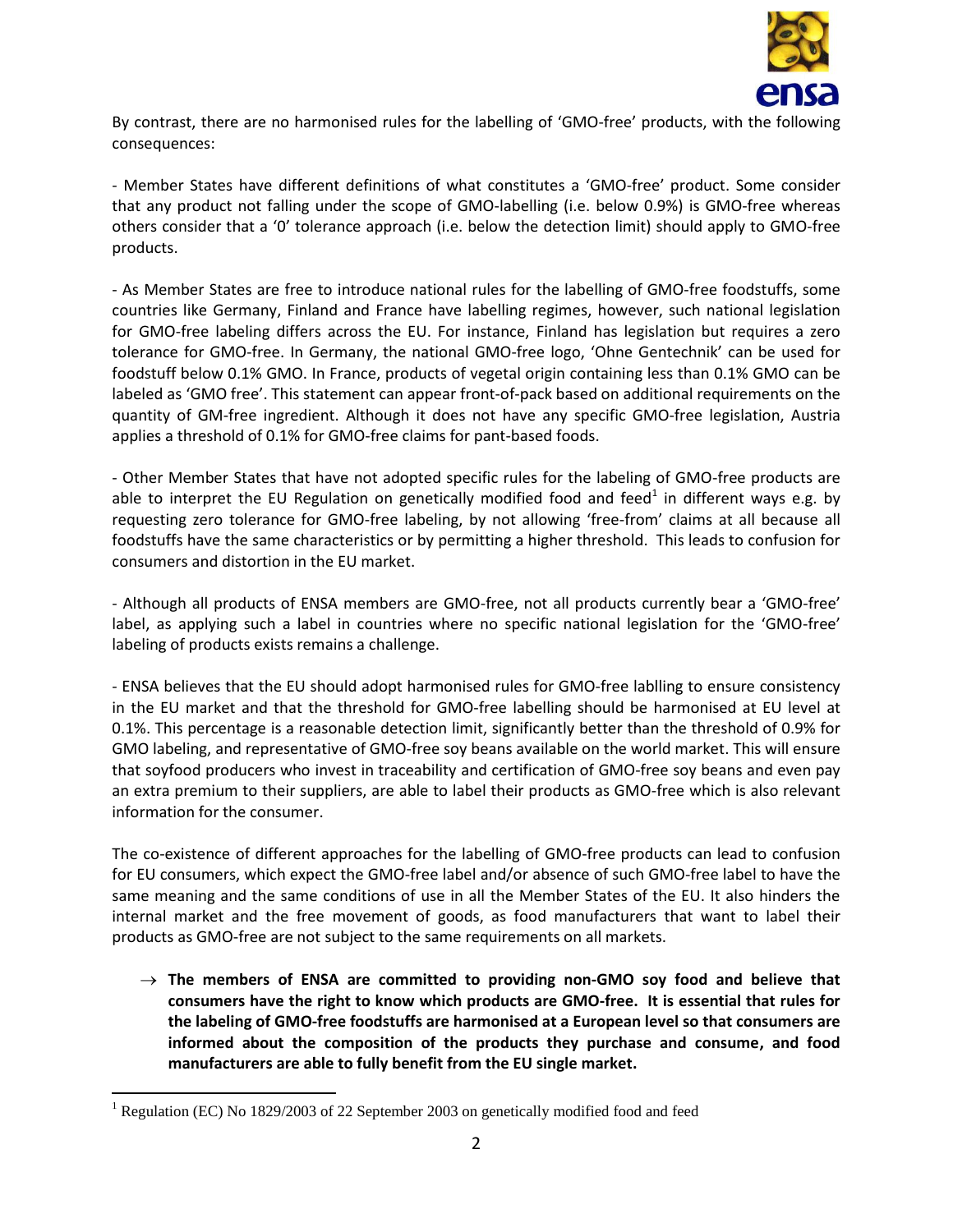By contrast, there are no harmonised rules for the labelling of 'GMO-free' products, with the following consequences:

- Member States have different definitions of what constitutes a 'GMO-free' product. Some consider that any product not falling under the scope of GMO-labelling (i.e. below 0.9%) is GMO-free whereas others consider that a '0' tolerance approach (i.e. below the detection limit) should apply to GMO-free products.

- As Member States are free to introduce national rules for the labelling of GMO-free foodstuffs, some countries like Germany, Finland and France have labelling regimes, however, such national legislation for GMO-free labeling differs across the EU. For instance, Finland has legislation but requires a zero tolerance for GMO-free. In Germany, the national GMO-free logo, 'Ohne Gentechnik' can be used for foodstuff below 0.1% GMO. In France, products of vegetal origin containing less than 0.1% GMO can be labeled as 'GMO free'. This statement can appear front-of-pack based on additional requirements on the quantity of GM-free ingredient. Although it does not have any specific GMO-free legislation, Austria applies a threshold of 0.1% for GMO-free claims for pant-based foods.

- Other Member States that have not adopted specific rules for the labeling of GMO-free products are able to interpret the EU Regulation on genetically modified food and feed[1] in different ways e.g. by requesting zero tolerance for GMO-free labeling, by not allowing 'free-from' claims at all because all foodstuffs have the same characteristics or by permitting a higher threshold. This leads to confusion for consumers and distortion in the EU market.

- Although all products of ENSA members are GMO-free, not all products currently bear a 'GMO-free' label, as applying such a label in countries where no specific national legislation for the 'GMO-free' labeling of products exists remains a challenge.

- ENSA believes that the EU should adopt harmonised rules for GMO-free lablling to ensure consistency in the EU market and that the threshold for GMO-free labelling should be harmonised at EU level at 0.1%. This percentage is a reasonable detection limit, significantly better than the threshold of 0.9% for GMO labeling, and representative of GMO-free soy beans available on the world market. This will ensure that soyfood producers who invest in traceability and certification of GMO-free soy beans and even pay an extra premium to their suppliers, are able to label their products as GMO-free which is also relevant information for the consumer.

The co-existence of different approaches for the labelling of GMO-free products can lead to confusion for EU consumers, which expect the GMO-free label and/or absence of such GMO-free label to have the same meaning and the same conditions of use in all the Member States of the EU. It also hinders the internal market and the free movement of goods, as food manufacturers that want to label their products as GMO-free are not subject to the same requirements on all markets.

→ **The members of ENSA are committed to providing non-GMO soy food and believe that consumers have the right to know which products are GMO-free. It is essential that rules for the labeling of GMO-free foodstuffs are harmonised at a European level so that consumers are informed about the composition of the products they purchase and consume, and food manufacturers are able to fully benefit from the EU single market.**

[1] Regulation (EC) No 1829/2003 of 22 September 2003 on genetically modified food and feed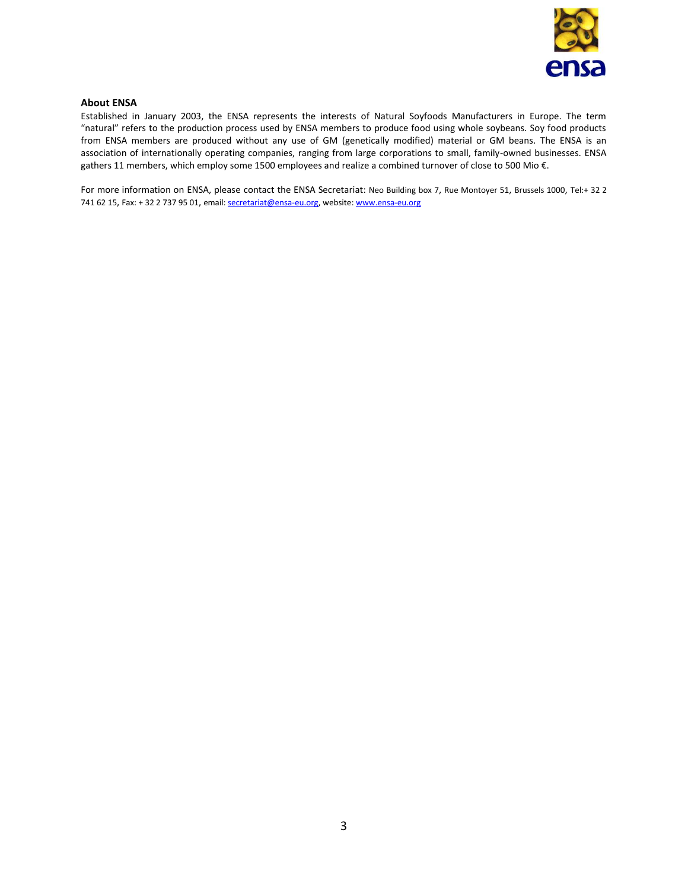## About ENSA

Established in January 2003, the ENSA represents the interests of Natural Soyfoods Manufacturers in Europe. The term "natural" refers to the production process used by ENSA members to produce food using whole soybeans. Soy food products from ENSA members are produced without any use of GM (genetically modified) material or GM beans. The ENSA is an association of internationally operating companies, ranging from large corporations to small, family-owned businesses. ENSA gathers 11 members, which employ some 1500 employees and realize a combined turnover of close to 500 Mio €.

For more information on ENSA, please contact the ENSA Secretariat: Neo Building box 7, Rue Montoyer 51, Brussels 1000, Tel:+ 32 2 741 62 15, Fax: + 32 2 737 95 01, email: secretariat@ensa-eu.org, website: www.ensa-eu.org